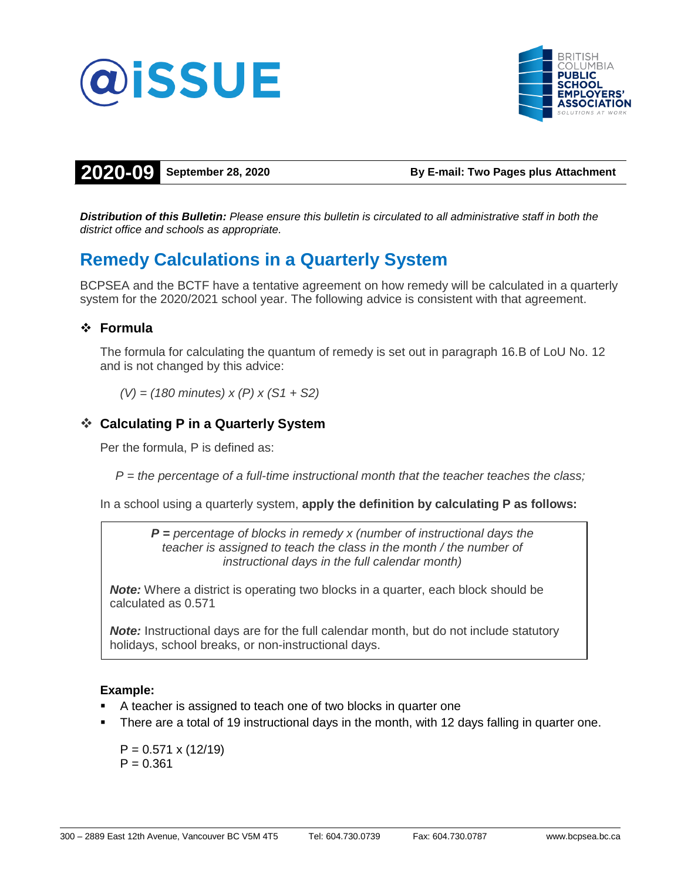# @iSSUE

BRITISH COLUMBIA PUBLIC SCHOOL EMPLOYERS' ASSOCIATION
SOLUTIONS AT WORK

**2020-09** **September 28, 2020** **By E-mail: Two Pages plus Attachment**

***Distribution of this Bulletin:*** *Please ensure this bulletin is circulated to all administrative staff in both the district office and schools as appropriate.*

## Remedy Calculations in a Quarterly System

BCPSEA and the BCTF have a tentative agreement on how remedy will be calculated in a quarterly system for the 2020/2021 school year. The following advice is consistent with that agreement.

### ❖ Formula

The formula for calculating the quantum of remedy is set out in paragraph 16.B of LoU No. 12 and is not changed by this advice:

*(V) = (180 minutes) x (P) x (S1 + S2)*

### ❖ Calculating P in a Quarterly System

Per the formula, P is defined as:

*P = the percentage of a full-time instructional month that the teacher teaches the class;*

In a school using a quarterly system, **apply the definition by calculating P as follows:**

> ***P =*** *percentage of blocks in remedy x (number of instructional days the teacher is assigned to teach the class in the month / the number of instructional days in the full calendar month)*
>
> ***Note:*** Where a district is operating two blocks in a quarter, each block should be calculated as 0.571
>
> ***Note:*** Instructional days are for the full calendar month, but do not include statutory holidays, school breaks, or non-instructional days.

**Example:**

- A teacher is assigned to teach one of two blocks in quarter one
- There are a total of 19 instructional days in the month, with 12 days falling in quarter one.

P = 0.571 x (12/19)
P = 0.361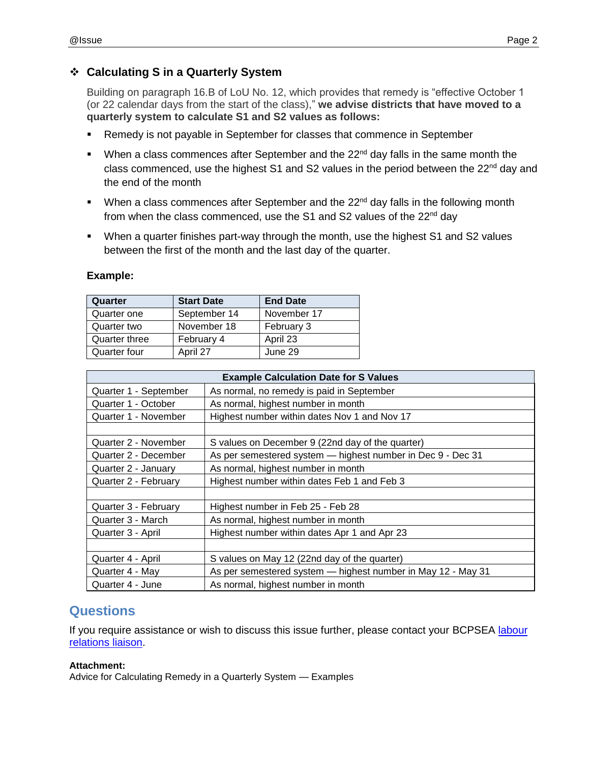## ❖ Calculating S in a Quarterly System

Building on paragraph 16.B of LoU No. 12, which provides that remedy is "effective October 1 (or 22 calendar days from the start of the class)," **we advise districts that have moved to a quarterly system to calculate S1 and S2 values as follows:**

- Remedy is not payable in September for classes that commence in September
- When a class commences after September and the 22nd day falls in the same month the class commenced, use the highest S1 and S2 values in the period between the 22nd day and the end of the month
- When a class commences after September and the 22nd day falls in the following month from when the class commenced, use the S1 and S2 values of the 22nd day
- When a quarter finishes part-way through the month, use the highest S1 and S2 values between the first of the month and the last day of the quarter.

**Example:**

| Quarter | Start Date | End Date |
|---|---|---|
| Quarter one | September 14 | November 17 |
| Quarter two | November 18 | February 3 |
| Quarter three | February 4 | April 23 |
| Quarter four | April 27 | June 29 |

| Example Calculation Date for S Values | |
|---|---|
| Quarter 1 - September | As normal, no remedy is paid in September |
| Quarter 1 - October | As normal, highest number in month |
| Quarter 1 - November | Highest number within dates Nov 1 and Nov 17 |
| | |
| Quarter 2 - November | S values on December 9 (22nd day of the quarter) |
| Quarter 2 - December | As per semestered system — highest number in Dec 9 - Dec 31 |
| Quarter 2 - January | As normal, highest number in month |
| Quarter 2 - February | Highest number within dates Feb 1 and Feb 3 |
| | |
| Quarter 3 - February | Highest number in Feb 25 - Feb 28 |
| Quarter 3 - March | As normal, highest number in month |
| Quarter 3 - April | Highest number within dates Apr 1 and Apr 23 |
| | |
| Quarter 4 - April | S values on May 12 (22nd day of the quarter) |
| Quarter 4 - May | As per semestered system — highest number in May 12 - May 31 |
| Quarter 4 - June | As normal, highest number in month |

## Questions

If you require assistance or wish to discuss this issue further, please contact your BCPSEA labour relations liaison.

**Attachment:**
Advice for Calculating Remedy in a Quarterly System — Examples